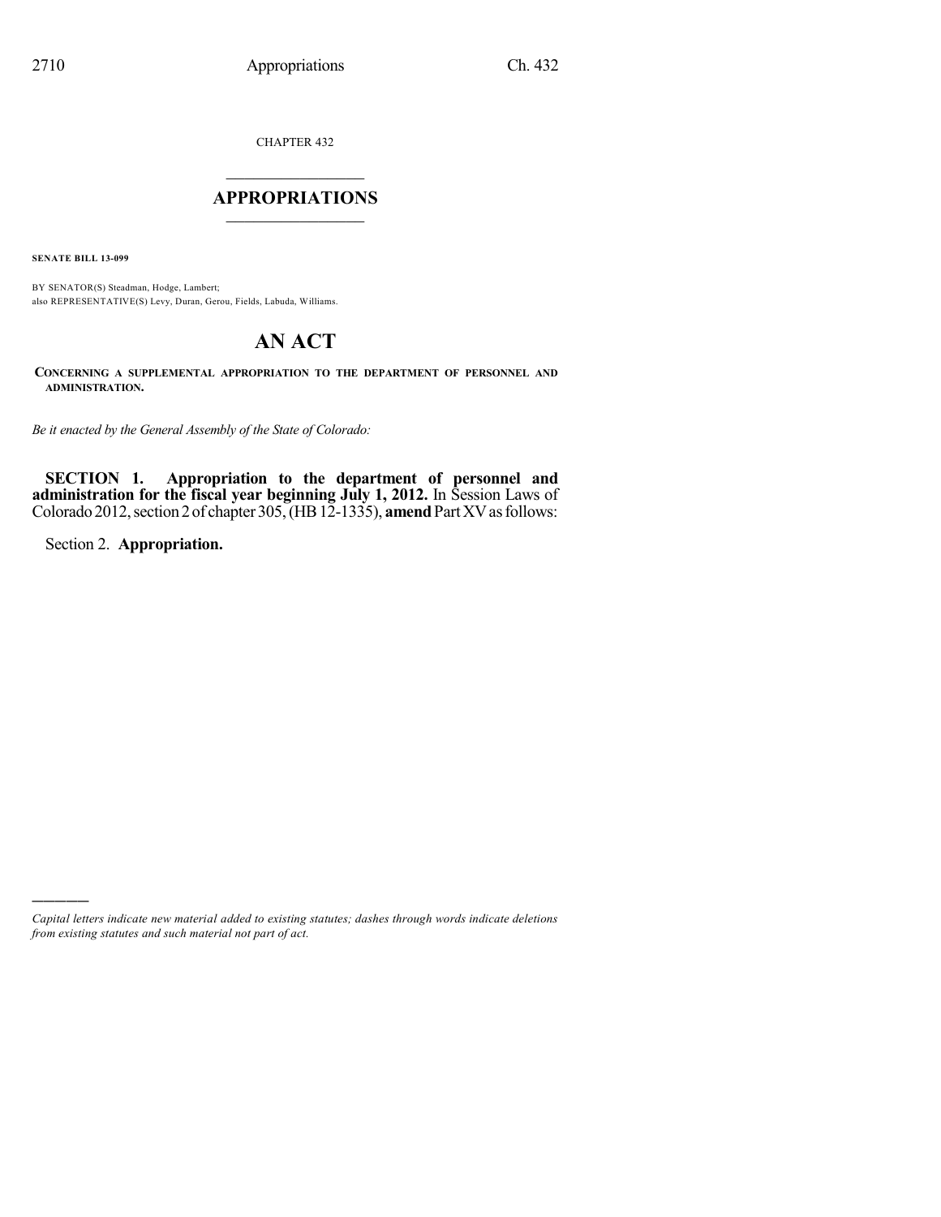CHAPTER 432

# APPROPRIATIONS

**SENATE BILL 13-099**

BY SENATOR(S) Steadman, Hodge, Lambert;
also REPRESENTATIVE(S) Levy, Duran, Gerou, Fields, Labuda, Williams.

# AN ACT

**CONCERNING A SUPPLEMENTAL APPROPRIATION TO THE DEPARTMENT OF PERSONNEL AND ADMINISTRATION.**

*Be it enacted by the General Assembly of the State of Colorado:*

**SECTION 1. Appropriation to the department of personnel and administration for the fiscal year beginning July 1, 2012.** In Session Laws of Colorado 2012, section 2 of chapter 305, (HB 12-1335), **amend** Part XV as follows:

Section 2. **Appropriation.**

---

*Capital letters indicate new material added to existing statutes; dashes through words indicate deletions from existing statutes and such material not part of act.*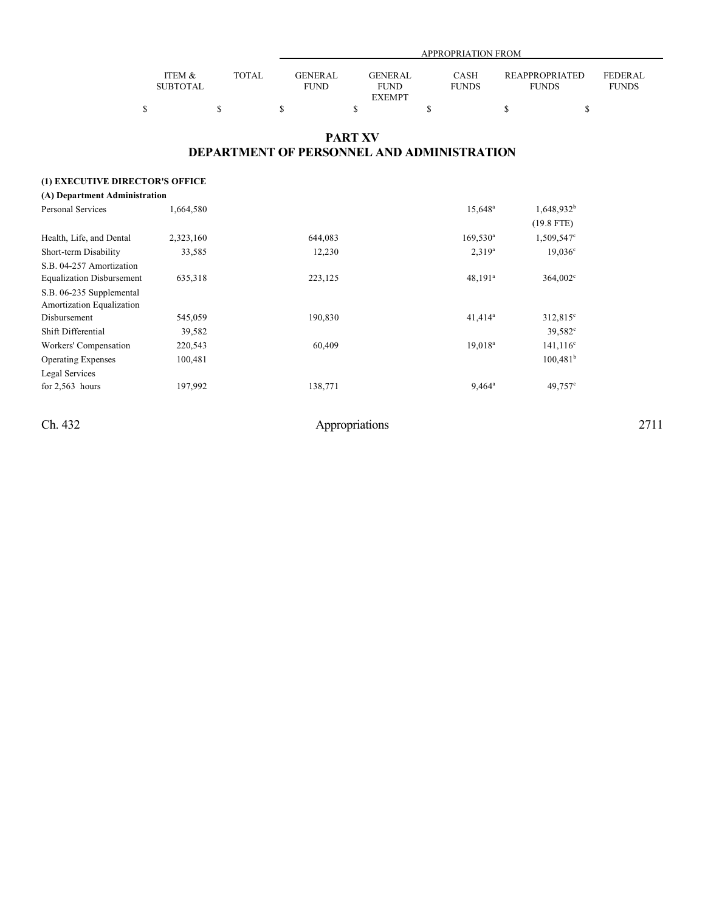| | ITEM & SUBTOTAL | TOTAL | GENERAL FUND | GENERAL FUND EXEMPT | CASH FUNDS | REAPPROPRIATED FUNDS | FEDERAL FUNDS |
|---|---|---|---|---|---|---|---|
| | | | APPROPRIATION FROM | | | | |
| | $ | $ | $ | $ | $ | $ | $ |

# PART XV
# DEPARTMENT OF PERSONNEL AND ADMINISTRATION

**(1) EXECUTIVE DIRECTOR'S OFFICE**

**(A) Department Administration**

| | ITEM & SUBTOTAL | TOTAL | GENERAL FUND | GENERAL FUND EXEMPT | CASH FUNDS | REAPPROPRIATED FUNDS | FEDERAL FUNDS |
|---|---|---|---|---|---|---|---|
| Personal Services | 1,664,580 | | | | 15,648[a] | 1,648,932[b] | |
| | | | | | | (19.8 FTE) | |
| Health, Life, and Dental | 2,323,160 | | 644,083 | | 169,530[a] | 1,509,547[c] | |
| Short-term Disability | 33,585 | | 12,230 | | 2,319[a] | 19,036[c] | |
| S.B. 04-257 Amortization Equalization Disbursement | 635,318 | | 223,125 | | 48,191[a] | 364,002[c] | |
| S.B. 06-235 Supplemental Amortization Equalization Disbursement | 545,059 | | 190,830 | | 41,414[a] | 312,815[c] | |
| Shift Differential | 39,582 | | | | | 39,582[c] | |
| Workers' Compensation | 220,543 | | 60,409 | | 19,018[a] | 141,116[c] | |
| Operating Expenses | 100,481 | | | | | 100,481[b] | |
| Legal Services for 2,563 hours | 197,992 | | 138,771 | | 9,464[a] | 49,757[c] | |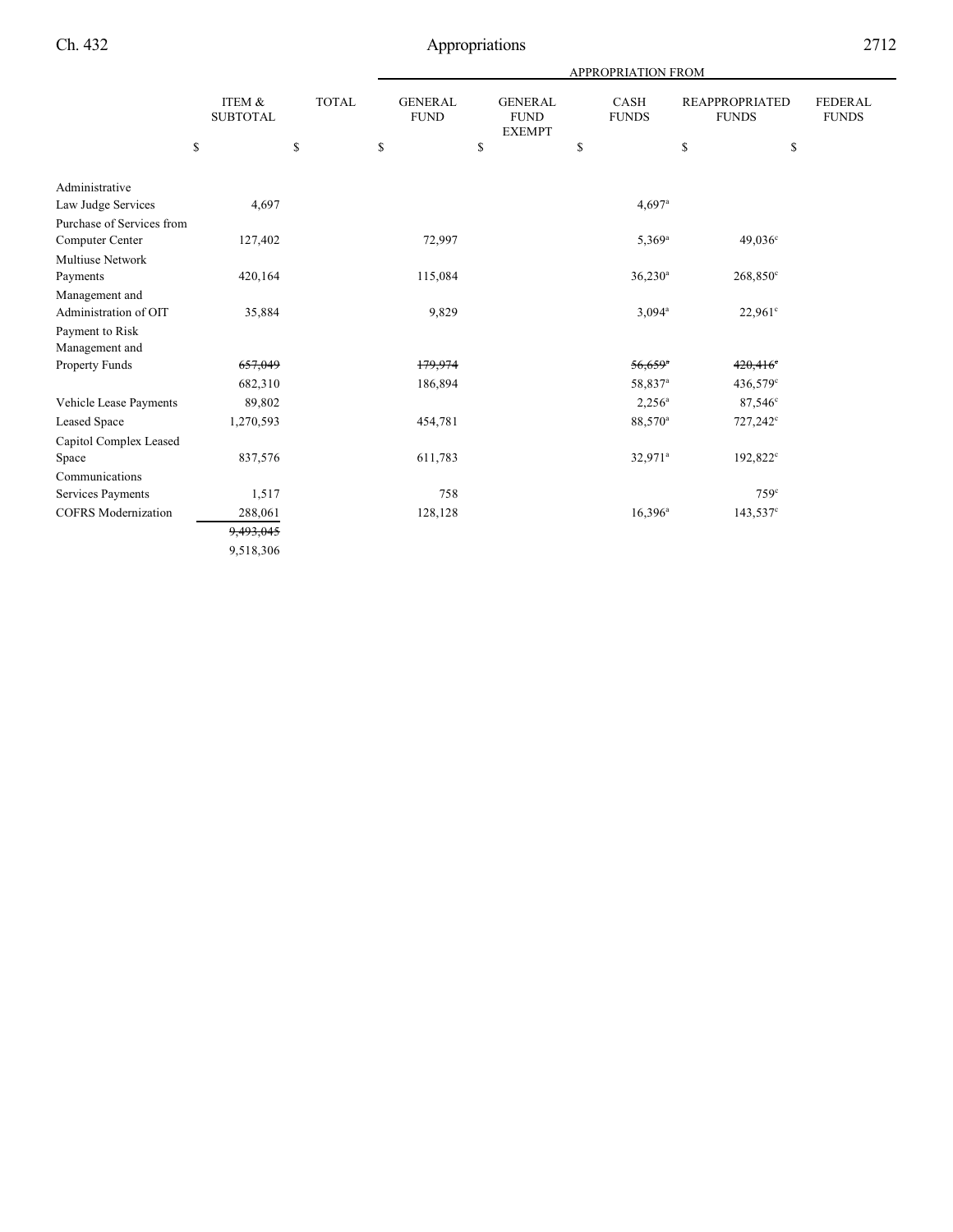| | ITEM & SUBTOTAL | TOTAL | APPROPRIATION FROM | | | | |
|---|---|---|---|---|---|---|---|
| | | | GENERAL FUND | GENERAL FUND EXEMPT | CASH FUNDS | REAPPROPRIATED FUNDS | FEDERAL FUNDS |
| | $ | $ | $ | $ | $ | $ | $ |
| Administrative Law Judge Services | 4,697 | | | | 4,697[a] | | |
| Purchase of Services from Computer Center | 127,402 | | 72,997 | | 5,369[a] | 49,036[c] | |
| Multiuse Network Payments | 420,164 | | 115,084 | | 36,230[a] | 268,850[c] | |
| Management and Administration of OIT | 35,884 | | 9,829 | | 3,094[a] | 22,961[c] | |
| Payment to Risk Management and Property Funds | ~~657,049~~ | | ~~179,974~~ | | ~~56,659[a]~~ | ~~420,416[c]~~ | |
| | 682,310 | | 186,894 | | 58,837[a] | 436,579[c] | |
| Vehicle Lease Payments | 89,802 | | | | 2,256[a] | 87,546[c] | |
| Leased Space | 1,270,593 | | 454,781 | | 88,570[a] | 727,242[c] | |
| Capitol Complex Leased Space | 837,576 | | 611,783 | | 32,971[a] | 192,822[c] | |
| Communications Services Payments | 1,517 | | 758 | | | 759[c] | |
| COFRS Modernization | 288,061 | | 128,128 | | 16,396[a] | 143,537[c] | |
| | ~~9,493,045~~ | | | | | | |
| | 9,518,306 | | | | | | |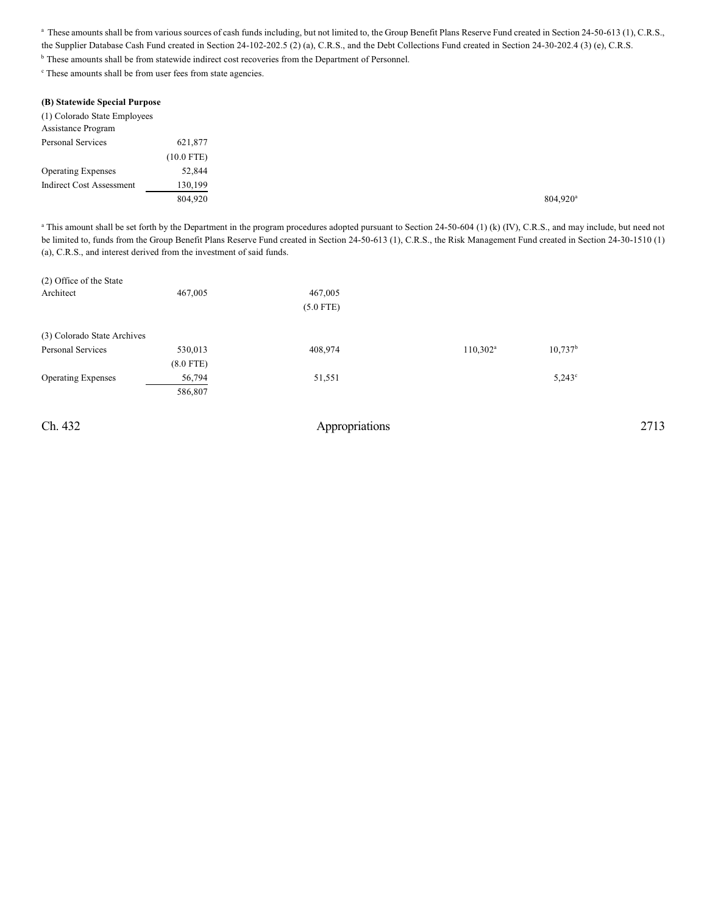[a] These amounts shall be from various sources of cash funds including, but not limited to, the Group Benefit Plans Reserve Fund created in Section 24-50-613 (1), C.R.S., the Supplier Database Cash Fund created in Section 24-102-202.5 (2) (a), C.R.S., and the Debt Collections Fund created in Section 24-30-202.4 (3) (e), C.R.S.

[b] These amounts shall be from statewide indirect cost recoveries from the Department of Personnel.

[c] These amounts shall be from user fees from state agencies.

**(B) Statewide Special Purpose**

| | | | | | |
|---|---|---|---|---|---|
| (1) Colorado State Employees Assistance Program | | | | | |
| Personal Services | 621,877 | | | | |
| | (10.0 FTE) | | | | |
| Operating Expenses | 52,844 | | | | |
| Indirect Cost Assessment | 130,199 | | | | |
| | 804,920 | | | | 804,920[a] |

[a] This amount shall be set forth by the Department in the program procedures adopted pursuant to Section 24-50-604 (1) (k) (IV), C.R.S., and may include, but need not be limited to, funds from the Group Benefit Plans Reserve Fund created in Section 24-50-613 (1), C.R.S., the Risk Management Fund created in Section 24-30-1510 (1) (a), C.R.S., and interest derived from the investment of said funds.

| | | | | | |
|---|---|---|---|---|---|
| (2) Office of the State Architect | 467,005 | 467,005 | | | |
| | | (5.0 FTE) | | | |
| (3) Colorado State Archives | | | | | |
| Personal Services | 530,013 | 408,974 | | 110,302[a] | 10,737[b] |
| | (8.0 FTE) | | | | |
| Operating Expenses | 56,794 | 51,551 | | | 5,243[c] |
| | 586,807 | | | | |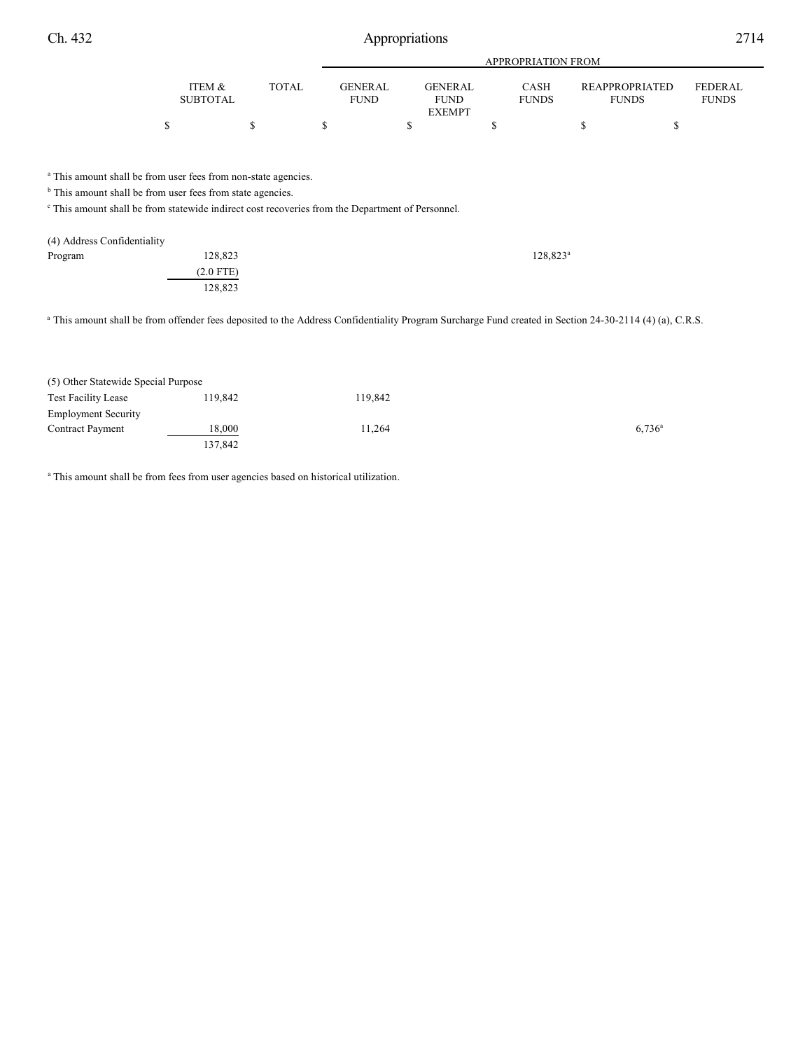| | ITEM & SUBTOTAL | TOTAL | APPROPRIATION FROM GENERAL FUND | GENERAL FUND EXEMPT | CASH FUNDS | REAPPROPRIATED FUNDS | FEDERAL FUNDS |
|---|---|---|---|---|---|---|---|
| | $ | $ | $ | $ | $ | $ | $ |

[a] This amount shall be from user fees from non-state agencies.

[b] This amount shall be from user fees from state agencies.

[c] This amount shall be from statewide indirect cost recoveries from the Department of Personnel.

| | ITEM & SUBTOTAL | TOTAL | GENERAL FUND | GENERAL FUND EXEMPT | CASH FUNDS | REAPPROPRIATED FUNDS | FEDERAL FUNDS |
|---|---|---|---|---|---|---|---|
| (4) Address Confidentiality Program | 128,823 | | | | 128,823[a] | | |
| | (2.0 FTE) | | | | | | |
| | 128,823 | | | | | | |

[a] This amount shall be from offender fees deposited to the Address Confidentiality Program Surcharge Fund created in Section 24-30-2114 (4) (a), C.R.S.

| | ITEM & SUBTOTAL | TOTAL | GENERAL FUND | GENERAL FUND EXEMPT | CASH FUNDS | REAPPROPRIATED FUNDS | FEDERAL FUNDS |
|---|---|---|---|---|---|---|---|
| (5) Other Statewide Special Purpose | | | | | | | |
| Test Facility Lease | 119,842 | | 119,842 | | | | |
| Employment Security Contract Payment | 18,000 | | 11,264 | | | 6,736[a] | |
| | 137,842 | | | | | | |

[a] This amount shall be from fees from user agencies based on historical utilization.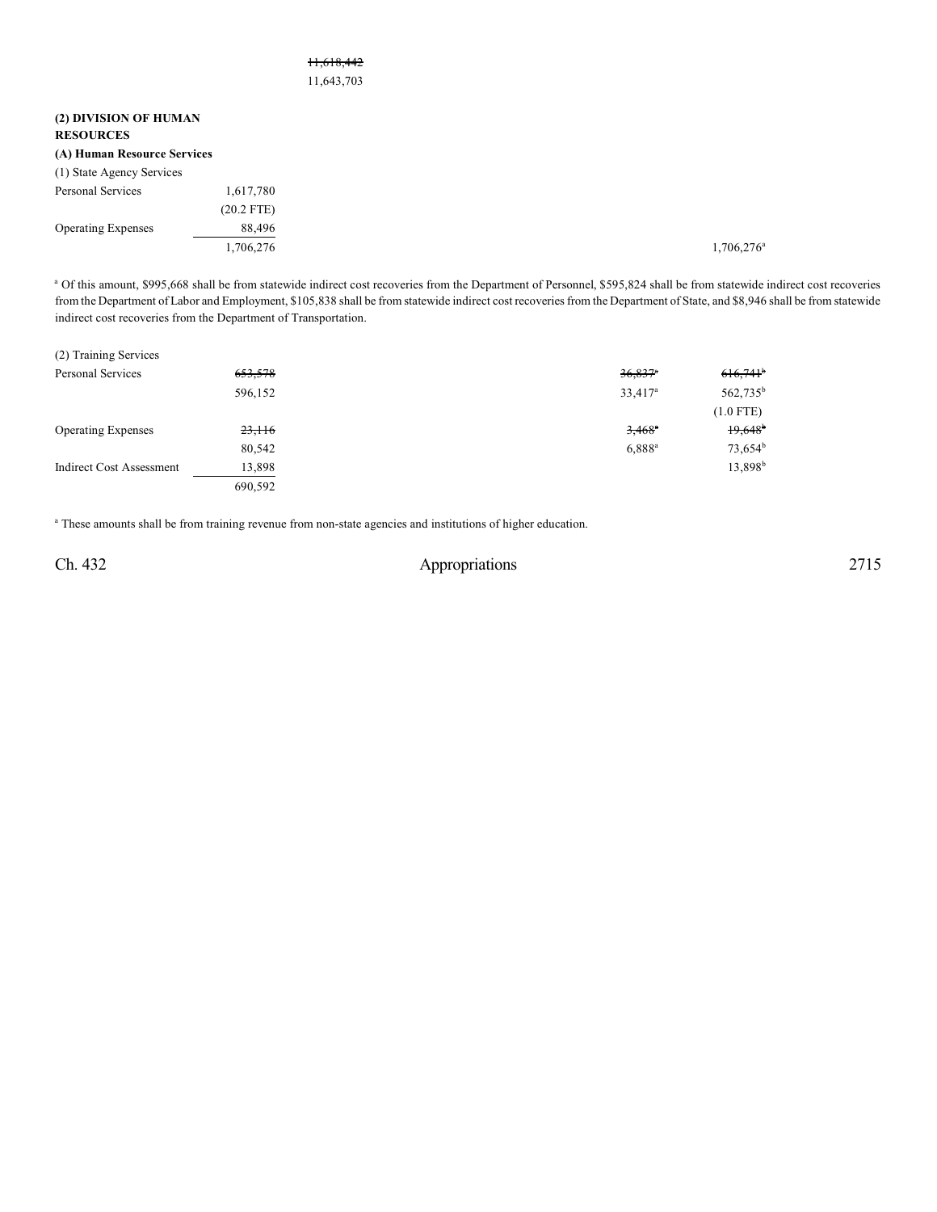~~11,618,442~~
11,643,703

**(2) DIVISION OF HUMAN RESOURCES**

**(A) Human Resource Services**

| | | | |
|---|---|---|---|
| (1) State Agency Services | | | |
| Personal Services | 1,617,780 | | |
| | (20.2 FTE) | | |
| Operating Expenses | 88,496 | | |
| | 1,706,276 | | 1,706,276[a] |

[a] Of this amount, $995,668 shall be from statewide indirect cost recoveries from the Department of Personnel, $595,824 shall be from statewide indirect cost recoveries from the Department of Labor and Employment, $105,838 shall be from statewide indirect cost recoveries from the Department of State, and $8,946 shall be from statewide indirect cost recoveries from the Department of Transportation.

| | | | |
|---|---|---|---|
| (2) Training Services | | | |
| Personal Services | ~~653,578~~ | ~~36,837~~[a] | ~~616,741~~[b] |
| | 596,152 | 33,417[a] | 562,735[b] |
| | | | (1.0 FTE) |
| Operating Expenses | ~~23,116~~ | ~~3,468~~[a] | ~~19,648~~[b] |
| | 80,542 | 6,888[a] | 73,654[b] |
| Indirect Cost Assessment | 13,898 | | 13,898[b] |
| | 690,592 | | |

[a] These amounts shall be from training revenue from non-state agencies and institutions of higher education.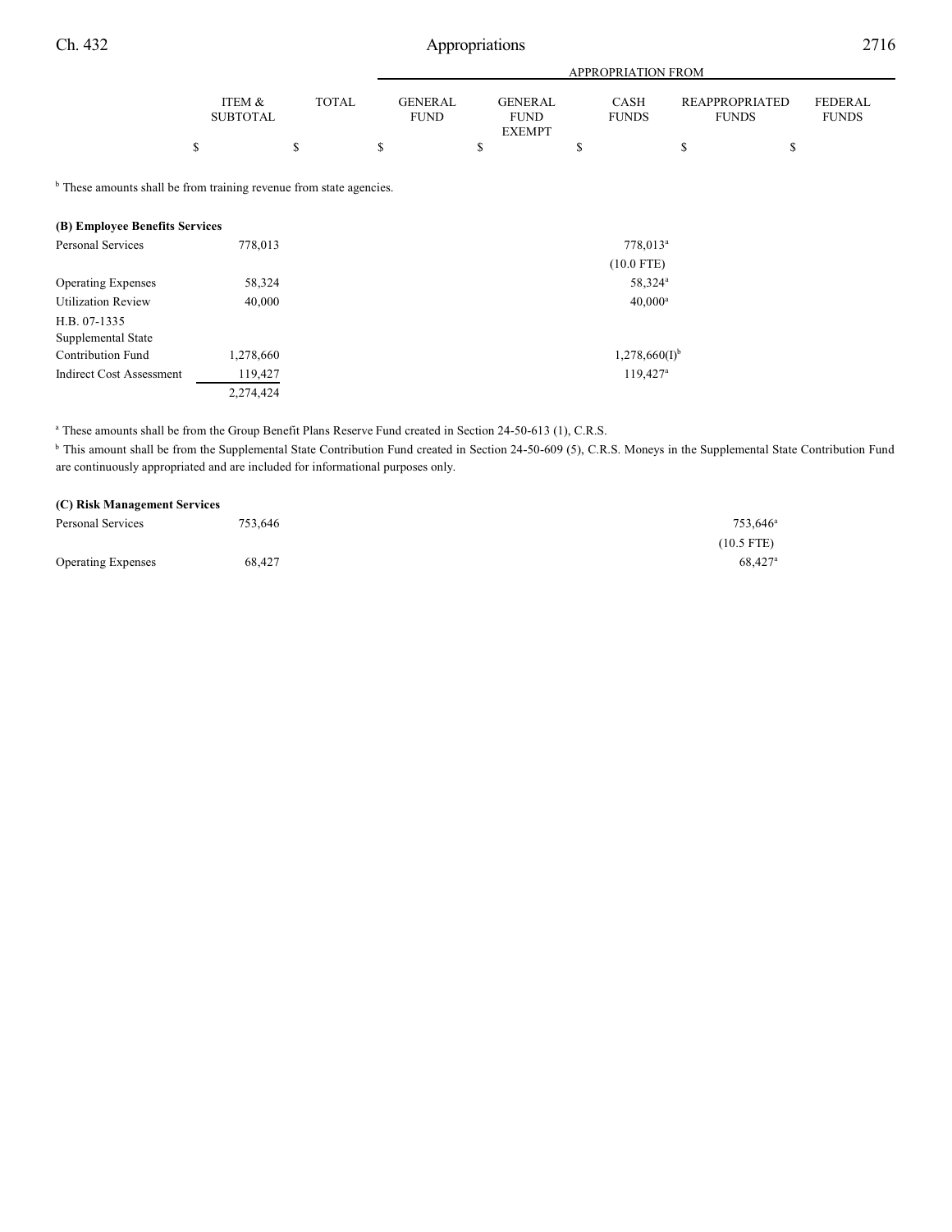| | ITEM & SUBTOTAL | TOTAL | GENERAL FUND | GENERAL FUND EXEMPT | CASH FUNDS | REAPPROPRIATED FUNDS | FEDERAL FUNDS |
|---|---|---|---|---|---|---|---|
| | $ | $ | $ | $ | $ | $ | $ |

[b] These amounts shall be from training revenue from state agencies.

| | ITEM & SUBTOTAL | TOTAL | GENERAL FUND | GENERAL FUND EXEMPT | CASH FUNDS | REAPPROPRIATED FUNDS | FEDERAL FUNDS |
|---|---|---|---|---|---|---|---|
| **(B) Employee Benefits Services** | | | | | | | |
| Personal Services | 778,013 | | | | 778,013[a] | | |
| | | | | | (10.0 FTE) | | |
| Operating Expenses | 58,324 | | | | 58,324[a] | | |
| Utilization Review | 40,000 | | | | 40,000[a] | | |
| H.B. 07-1335 Supplemental State Contribution Fund | 1,278,660 | | | | 1,278,660(I)[b] | | |
| Indirect Cost Assessment | 119,427 | | | | 119,427[a] | | |
| | 2,274,424 | | | | | | |

[a] These amounts shall be from the Group Benefit Plans Reserve Fund created in Section 24-50-613 (1), C.R.S.

[b] This amount shall be from the Supplemental State Contribution Fund created in Section 24-50-609 (5), C.R.S. Moneys in the Supplemental State Contribution Fund are continuously appropriated and are included for informational purposes only.

| | ITEM & SUBTOTAL | TOTAL | GENERAL FUND | GENERAL FUND EXEMPT | CASH FUNDS | REAPPROPRIATED FUNDS | FEDERAL FUNDS |
|---|---|---|---|---|---|---|---|
| **(C) Risk Management Services** | | | | | | | |
| Personal Services | 753,646 | | | | | 753,646[a] | |
| | | | | | | (10.5 FTE) | |
| Operating Expenses | 68,427 | | | | | 68,427[a] | |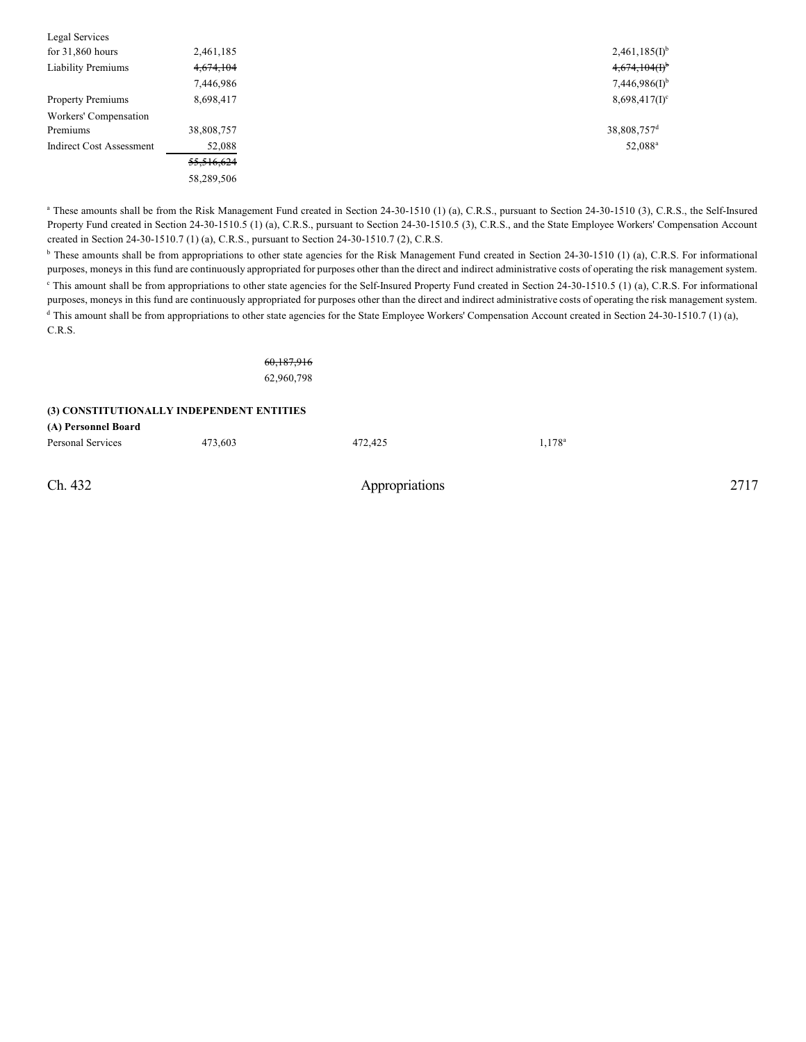| | | | | | | |
|---|---|---|---|---|---|---|
| Legal Services | | | | | | |
| for 31,860 hours | 2,461,185 | | | | 2,461,185(I)[b] | |
| Liability Premiums | ~~4,674,104~~ | | | | ~~4,674,104(I)[b]~~ | |
| | 7,446,986 | | | | 7,446,986(I)[b] | |
| Property Premiums | 8,698,417 | | | | 8,698,417(I)[c] | |
| Workers' Compensation | | | | | | |
| Premiums | 38,808,757 | | | | 38,808,757[d] | |
| Indirect Cost Assessment | 52,088 | | | | 52,088[a] | |
| | ~~55,516,624~~ | | | | | |
| | 58,289,506 | | | | | |

[a] These amounts shall be from the Risk Management Fund created in Section 24-30-1510 (1) (a), C.R.S., pursuant to Section 24-30-1510 (3), C.R.S., the Self-Insured Property Fund created in Section 24-30-1510.5 (1) (a), C.R.S., pursuant to Section 24-30-1510.5 (3), C.R.S., and the State Employee Workers' Compensation Account created in Section 24-30-1510.7 (1) (a), C.R.S., pursuant to Section 24-30-1510.7 (2), C.R.S.

[b] These amounts shall be from appropriations to other state agencies for the Risk Management Fund created in Section 24-30-1510 (1) (a), C.R.S. For informational purposes, moneys in this fund are continuously appropriated for purposes other than the direct and indirect administrative costs of operating the risk management system.

[c] This amount shall be from appropriations to other state agencies for the Self-Insured Property Fund created in Section 24-30-1510.5 (1) (a), C.R.S. For informational purposes, moneys in this fund are continuously appropriated for purposes other than the direct and indirect administrative costs of operating the risk management system.

[d] This amount shall be from appropriations to other state agencies for the State Employee Workers' Compensation Account created in Section 24-30-1510.7 (1) (a), C.R.S.

| | | |
|---|---|---|
| | | ~~60,187,916~~ |
| | | 62,960,798 |

**(3) CONSTITUTIONALLY INDEPENDENT ENTITIES**

**(A) Personnel Board**

| | | | | |
|---|---|---|---|---|
| Personal Services | 473,603 | 472,425 | 1,178[a] | |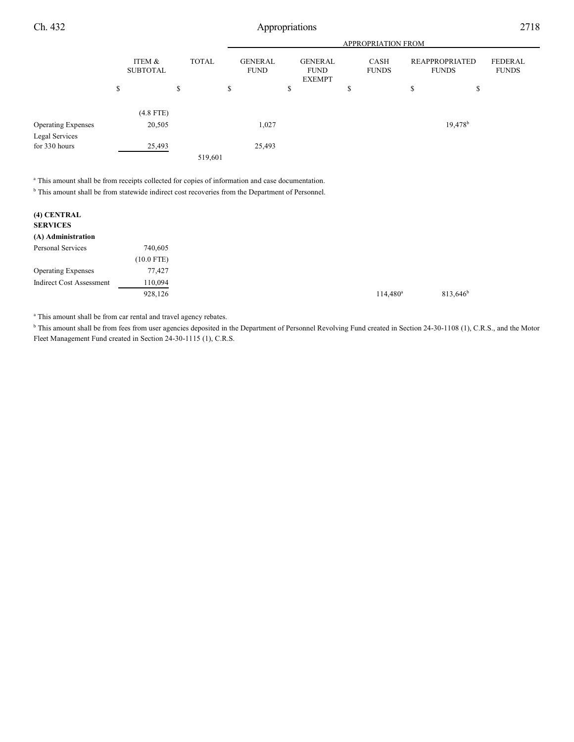| | ITEM & SUBTOTAL | TOTAL | APPROPRIATION FROM GENERAL FUND | GENERAL FUND EXEMPT | CASH FUNDS | REAPPROPRIATED FUNDS | FEDERAL FUNDS |
|---|---|---|---|---|---|---|---|
| | $ | $ | $ | $ | $ | $ | $ |
| | (4.8 FTE) | | | | | | |
| Operating Expenses | 20,505 | | 1,027 | | | 19,478[b] | |
| Legal Services for 330 hours | 25,493 | | 25,493 | | | | |
| | | 519,601 | | | | | |

[a] This amount shall be from receipts collected for copies of information and case documentation.

[b] This amount shall be from statewide indirect cost recoveries from the Department of Personnel.

**(4) CENTRAL SERVICES**

**(A) Administration**

| | ITEM & SUBTOTAL | TOTAL | GENERAL FUND | GENERAL FUND EXEMPT | CASH FUNDS | REAPPROPRIATED FUNDS | FEDERAL FUNDS |
|---|---|---|---|---|---|---|---|
| Personal Services | 740,605 | | | | | | |
| | (10.0 FTE) | | | | | | |
| Operating Expenses | 77,427 | | | | | | |
| Indirect Cost Assessment | 110,094 | | | | | | |
| | 928,126 | | | | 114,480[a] | 813,646[b] | |

[a] This amount shall be from car rental and travel agency rebates.

[b] This amount shall be from fees from user agencies deposited in the Department of Personnel Revolving Fund created in Section 24-30-1108 (1), C.R.S., and the Motor Fleet Management Fund created in Section 24-30-1115 (1), C.R.S.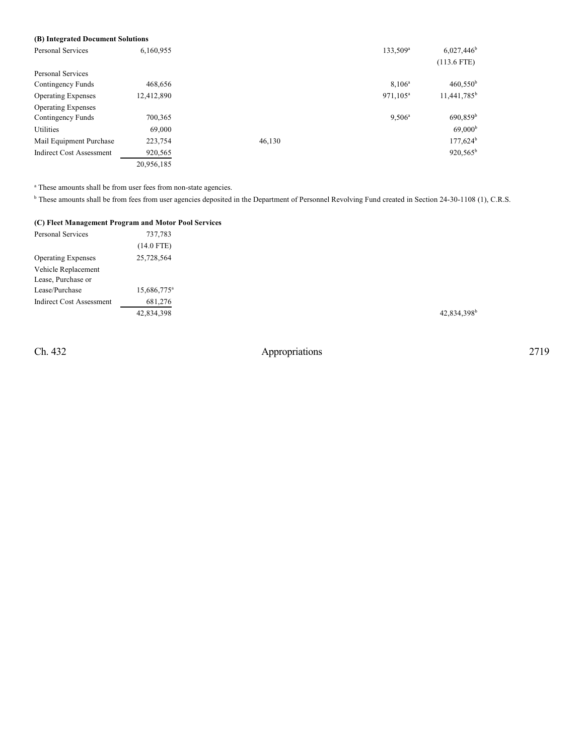**(B) Integrated Document Solutions**

| | | | | | | |
|---|---|---|---|---|---|---|
| Personal Services | 6,160,955 | | | 133,509[a] | 6,027,446[b] | |
| | | | | | (113.6 FTE) | |
| Personal Services Contingency Funds | 468,656 | | | 8,106[a] | 460,550[b] | |
| Operating Expenses | 12,412,890 | | | 971,105[a] | 11,441,785[b] | |
| Operating Expenses Contingency Funds | 700,365 | | | 9,506[a] | 690,859[b] | |
| Utilities | 69,000 | | | | 69,000[b] | |
| Mail Equipment Purchase | 223,754 | | 46,130 | | 177,624[b] | |
| Indirect Cost Assessment | 920,565 | | | | 920,565[b] | |
| | 20,956,185 | | | | | |

[a] These amounts shall be from user fees from non-state agencies.

[b] These amounts shall be from fees from user agencies deposited in the Department of Personnel Revolving Fund created in Section 24-30-1108 (1), C.R.S.

**(C) Fleet Management Program and Motor Pool Services**

| | | | | | | |
|---|---|---|---|---|---|---|
| Personal Services | 737,783 | | | | | |
| | (14.0 FTE) | | | | | |
| Operating Expenses | 25,728,564 | | | | | |
| Vehicle Replacement Lease, Purchase or Lease/Purchase | 15,686,775[a] | | | | | |
| Indirect Cost Assessment | 681,276 | | | | | |
| | 42,834,398 | | | | 42,834,398[b] | |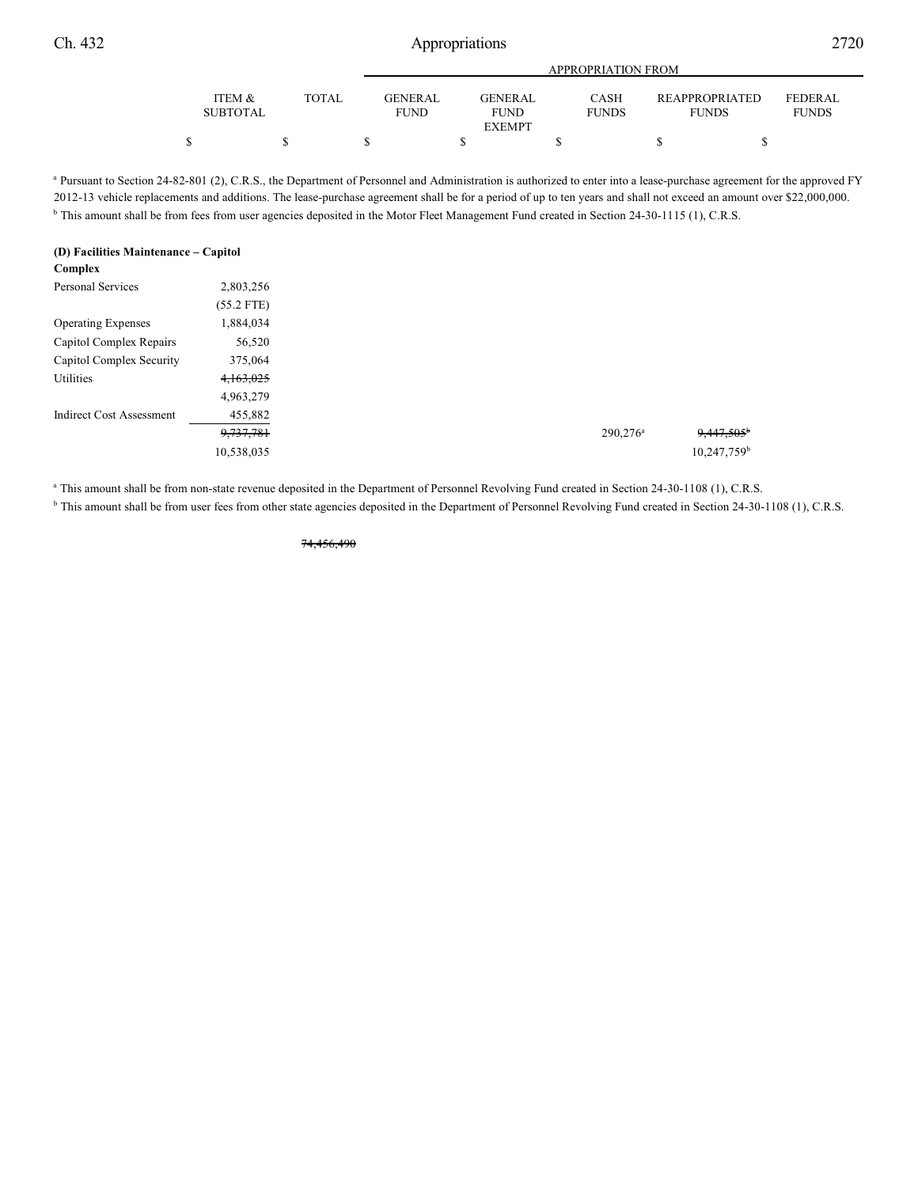| | ITEM & SUBTOTAL | TOTAL | APPROPRIATION FROM GENERAL FUND | GENERAL FUND EXEMPT | CASH FUNDS | REAPPROPRIATED FUNDS | FEDERAL FUNDS |
|---|---|---|---|---|---|---|---|
| | $ | $ | $ | $ | $ | $ | $ |

[a] Pursuant to Section 24-82-801 (2), C.R.S., the Department of Personnel and Administration is authorized to enter into a lease-purchase agreement for the approved FY 2012-13 vehicle replacements and additions. The lease-purchase agreement shall be for a period of up to ten years and shall not exceed an amount over $22,000,000.
[b] This amount shall be from fees from user agencies deposited in the Motor Fleet Management Fund created in Section 24-30-1115 (1), C.R.S.

| | ITEM & SUBTOTAL | TOTAL | GENERAL FUND | GENERAL FUND EXEMPT | CASH FUNDS | REAPPROPRIATED FUNDS | FEDERAL FUNDS |
|---|---|---|---|---|---|---|---|
| **(D) Facilities Maintenance – Capitol Complex** | | | | | | | |
| Personal Services | 2,803,256 | | | | | | |
| | (55.2 FTE) | | | | | | |
| Operating Expenses | 1,884,034 | | | | | | |
| Capitol Complex Repairs | 56,520 | | | | | | |
| Capitol Complex Security | 375,064 | | | | | | |
| Utilities | ~~4,163,025~~ | | | | | | |
| | 4,963,279 | | | | | | |
| Indirect Cost Assessment | 455,882 | | | | | | |
| | ~~9,737,781~~ | | | | 290,276[a] | ~~9,447,505~~[b] | |
| | 10,538,035 | | | | | 10,247,759[b] | |

[a] This amount shall be from non-state revenue deposited in the Department of Personnel Revolving Fund created in Section 24-30-1108 (1), C.R.S.
[b] This amount shall be from user fees from other state agencies deposited in the Department of Personnel Revolving Fund created in Section 24-30-1108 (1), C.R.S.

| | ITEM & SUBTOTAL | TOTAL | GENERAL FUND | GENERAL FUND EXEMPT | CASH FUNDS | REAPPROPRIATED FUNDS | FEDERAL FUNDS |
|---|---|---|---|---|---|---|---|
| | | ~~74,456,490~~ | | | | | |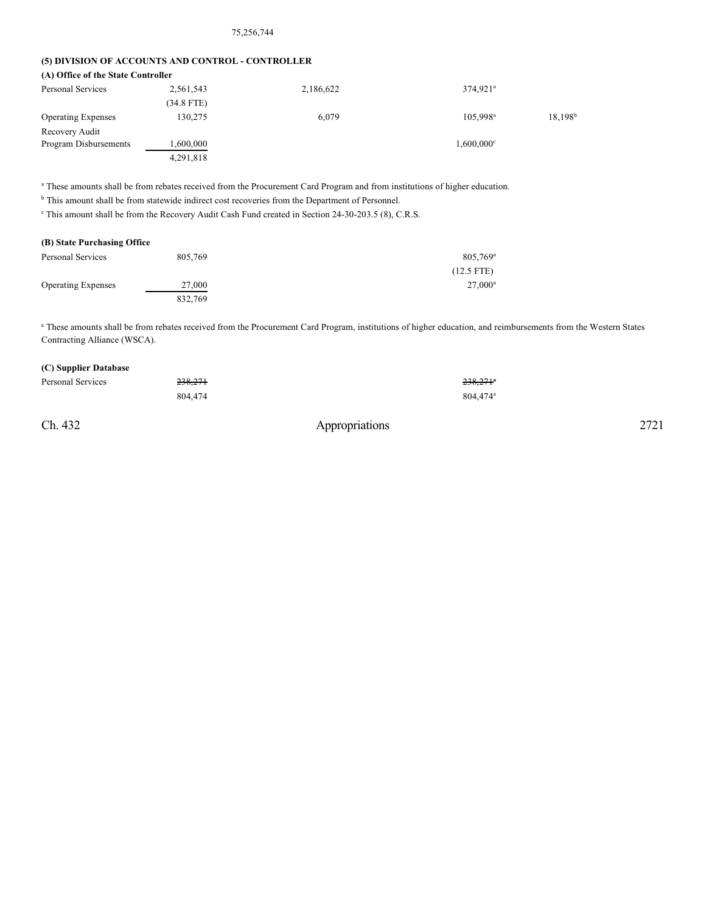75,256,744

**(5) DIVISION OF ACCOUNTS AND CONTROL - CONTROLLER**

**(A) Office of the State Controller**

| | | | | |
|---|---|---|---|---|
| Personal Services | 2,561,543 | 2,186,622 | 374,921[a] | |
| | (34.8 FTE) | | | |
| Operating Expenses | 130,275 | 6,079 | 105,998[a] | 18,198[b] |
| Recovery Audit Program Disbursements | 1,600,000 | | 1,600,000[c] | |
| | 4,291,818 | | | |

[a] These amounts shall be from rebates received from the Procurement Card Program and from institutions of higher education.

[b] This amount shall be from statewide indirect cost recoveries from the Department of Personnel.

[c] This amount shall be from the Recovery Audit Cash Fund created in Section 24-30-203.5 (8), C.R.S.

**(B) State Purchasing Office**

| | | | |
|---|---|---|---|
| Personal Services | 805,769 | | 805,769[a] |
| | | | (12.5 FTE) |
| Operating Expenses | 27,000 | | 27,000[a] |
| | 832,769 | | |

[a] These amounts shall be from rebates received from the Procurement Card Program, institutions of higher education, and reimbursements from the Western States Contracting Alliance (WSCA).

**(C) Supplier Database**

| | | | |
|---|---|---|---|
| Personal Services | ~~238,271~~ | | ~~238,271~~[a] |
| | 804,474 | | 804,474[a] |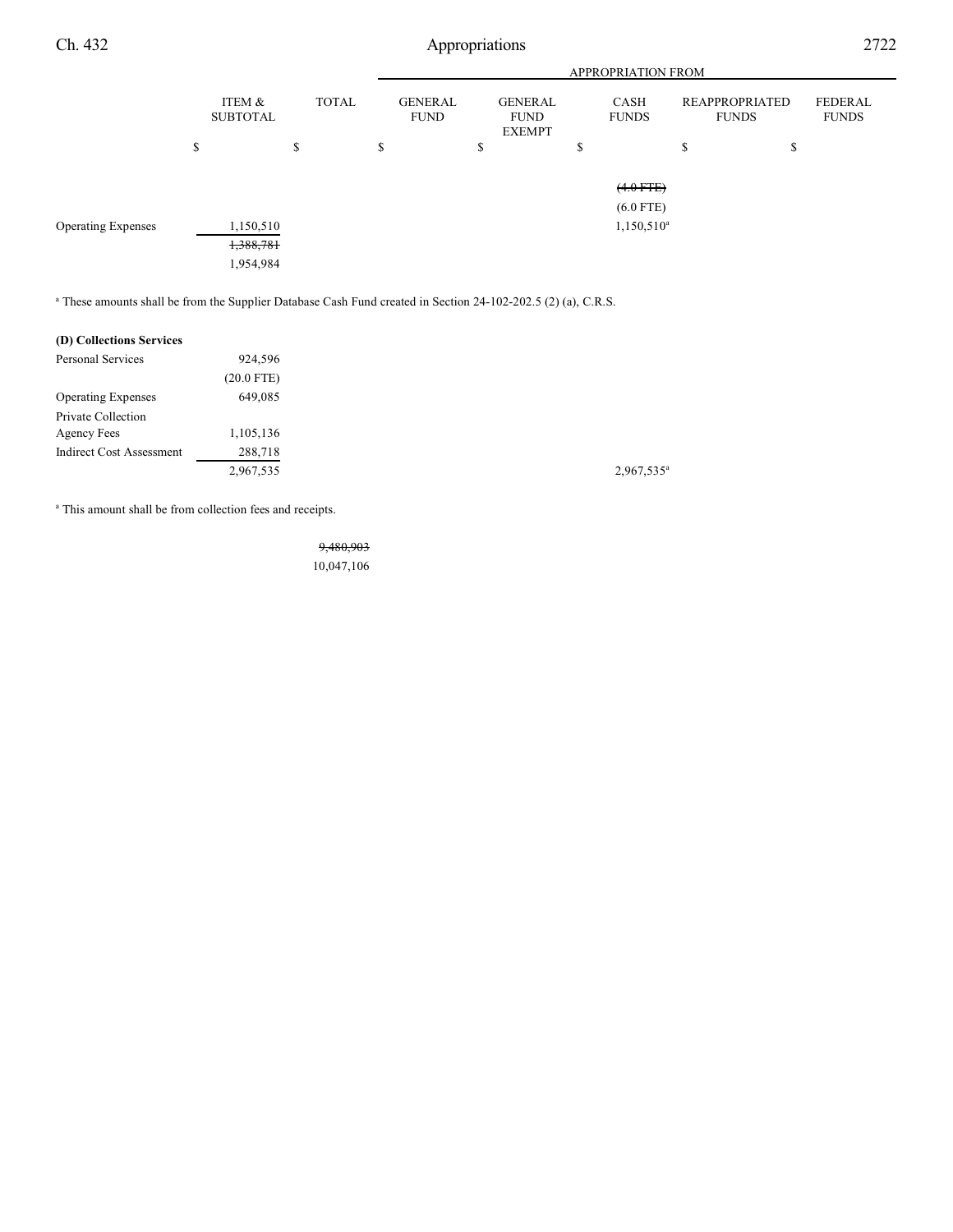| | ITEM & SUBTOTAL | TOTAL | GENERAL FUND | GENERAL FUND EXEMPT | CASH FUNDS | REAPPROPRIATED FUNDS | FEDERAL FUNDS |
|---|---|---|---|---|---|---|---|
| | $ | $ | $ | $ | $ | $ | $ |
| | | | | | ~~(4.0 FTE)~~ | | |
| | | | | | (6.0 FTE) | | |
| Operating Expenses | 1,150,510 | | | | 1,150,510[a] | | |
| | ~~1,388,781~~ | | | | | | |
| | 1,954,984 | | | | | | |

[a] These amounts shall be from the Supplier Database Cash Fund created in Section 24-102-202.5 (2) (a), C.R.S.

| | ITEM & SUBTOTAL | TOTAL | GENERAL FUND | GENERAL FUND EXEMPT | CASH FUNDS | REAPPROPRIATED FUNDS | FEDERAL FUNDS |
|---|---|---|---|---|---|---|---|
| **(D) Collections Services** | | | | | | | |
| Personal Services | 924,596 | | | | | | |
| | (20.0 FTE) | | | | | | |
| Operating Expenses | 649,085 | | | | | | |
| Private Collection Agency Fees | 1,105,136 | | | | | | |
| Indirect Cost Assessment | 288,718 | | | | | | |
| | 2,967,535 | | | | 2,967,535[a] | | |

[a] This amount shall be from collection fees and receipts.

| | ITEM & SUBTOTAL | TOTAL | GENERAL FUND | GENERAL FUND EXEMPT | CASH FUNDS | REAPPROPRIATED FUNDS | FEDERAL FUNDS |
|---|---|---|---|---|---|---|---|
| | | ~~9,480,903~~ | | | | | |
| | | 10,047,106 | | | | | |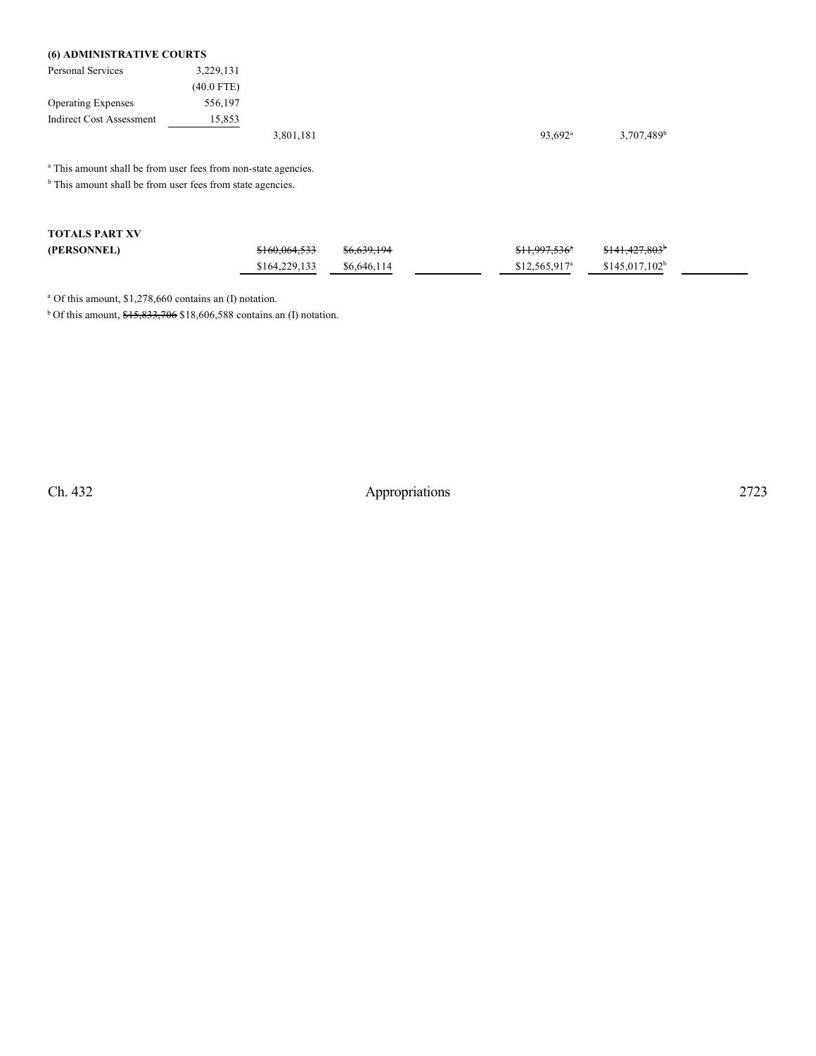**(6) ADMINISTRATIVE COURTS**

| | | | | | | | |
|---|---|---|---|---|---|---|---|
| Personal Services | 3,229,131 | | | | | | |
| | (40.0 FTE) | | | | | | |
| Operating Expenses | 556,197 | | | | | | |
| Indirect Cost Assessment | 15,853 | | | | | | |
| | | 3,801,181 | | | 93,692[a] | 3,707,489[b] | |

[a] This amount shall be from user fees from non-state agencies.

[b] This amount shall be from user fees from state agencies.

| | | | | | | |
|---|---|---|---|---|---|---|
| **TOTALS PART XV** | | | | | | |
| **(PERSONNEL)** | ~~$160,064,533~~ | ~~$6,639,194~~ | | ~~$11,997,536~~[a] | ~~$141,427,803~~[b] | |
| | $164,229,133 | $6,646,114 | | $12,565,917[a] | $145,017,102[b] | |

[a] Of this amount, $1,278,660 contains an (I) notation.

[b] Of this amount, ~~$15,833,706~~ $18,606,588 contains an (I) notation.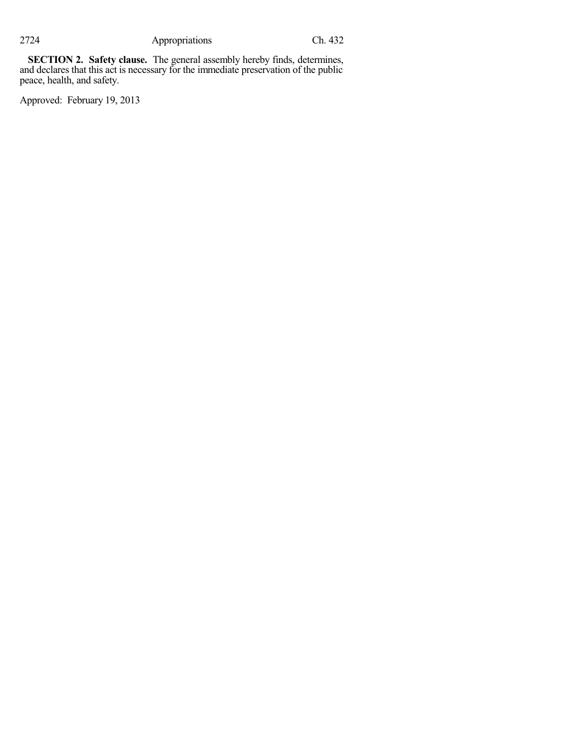**SECTION 2. Safety clause.** The general assembly hereby finds, determines, and declares that this act is necessary for the immediate preservation of the public peace, health, and safety.

Approved: February 19, 2013